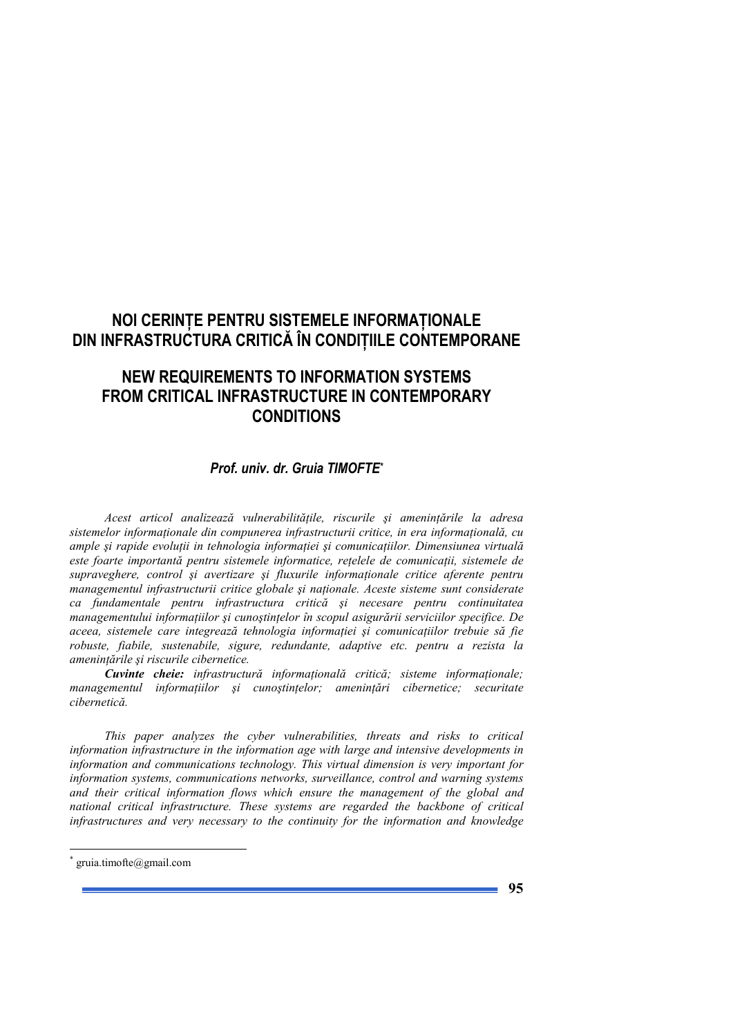# NOI CERINȚE PENTRU SISTEMELE INFORMAȚIONALE DIN INFRASTRUCTURA CRITICĂ ÎN CONDIȚIILE CONTEMPORANE

# NEW REQUIREMENTS TO INFORMATION SYSTEMS FROM CRITICAL INFRASTRUCTURE IN CONTEMPORARY CONDITIONS

***Prof. univ. dr. Gruia TIMOFTE****

*Acest articol analizează vulnerabilitățile, riscurile și amenințările la adresa sistemelor informaționale din compunerea infrastructurii critice, in era informațională, cu ample și rapide evoluții in tehnologia informației și comunicațiilor. Dimensiunea virtuală este foarte importantă pentru sistemele informatice, rețelele de comunicații, sistemele de supraveghere, control și avertizare și fluxurile informaționale critice aferente pentru managementul infrastructurii critice globale și naționale. Aceste sisteme sunt considerate ca fundamentale pentru infrastructura critică și necesare pentru continuitatea managementului informațiilor și cunoștințelor în scopul asigurării serviciilor specifice. De aceea, sistemele care integrează tehnologia informației și comunicațiilor trebuie să fie robuste, fiabile, sustenabile, sigure, redundante, adaptive etc. pentru a rezista la amenințările și riscurile cibernetice.*

***Cuvinte cheie:*** *infrastructură informațională critică; sisteme informaționale; managementul informațiilor și cunoștințelor; amenințări cibernetice; securitate cibernetică.*

*This paper analyzes the cyber vulnerabilities, threats and risks to critical information infrastructure in the information age with large and intensive developments in information and communications technology. This virtual dimension is very important for information systems, communications networks, surveillance, control and warning systems and their critical information flows which ensure the management of the global and national critical infrastructure. These systems are regarded the backbone of critical infrastructures and very necessary to the continuity for the information and knowledge*

---

* gruia.timofte@gmail.com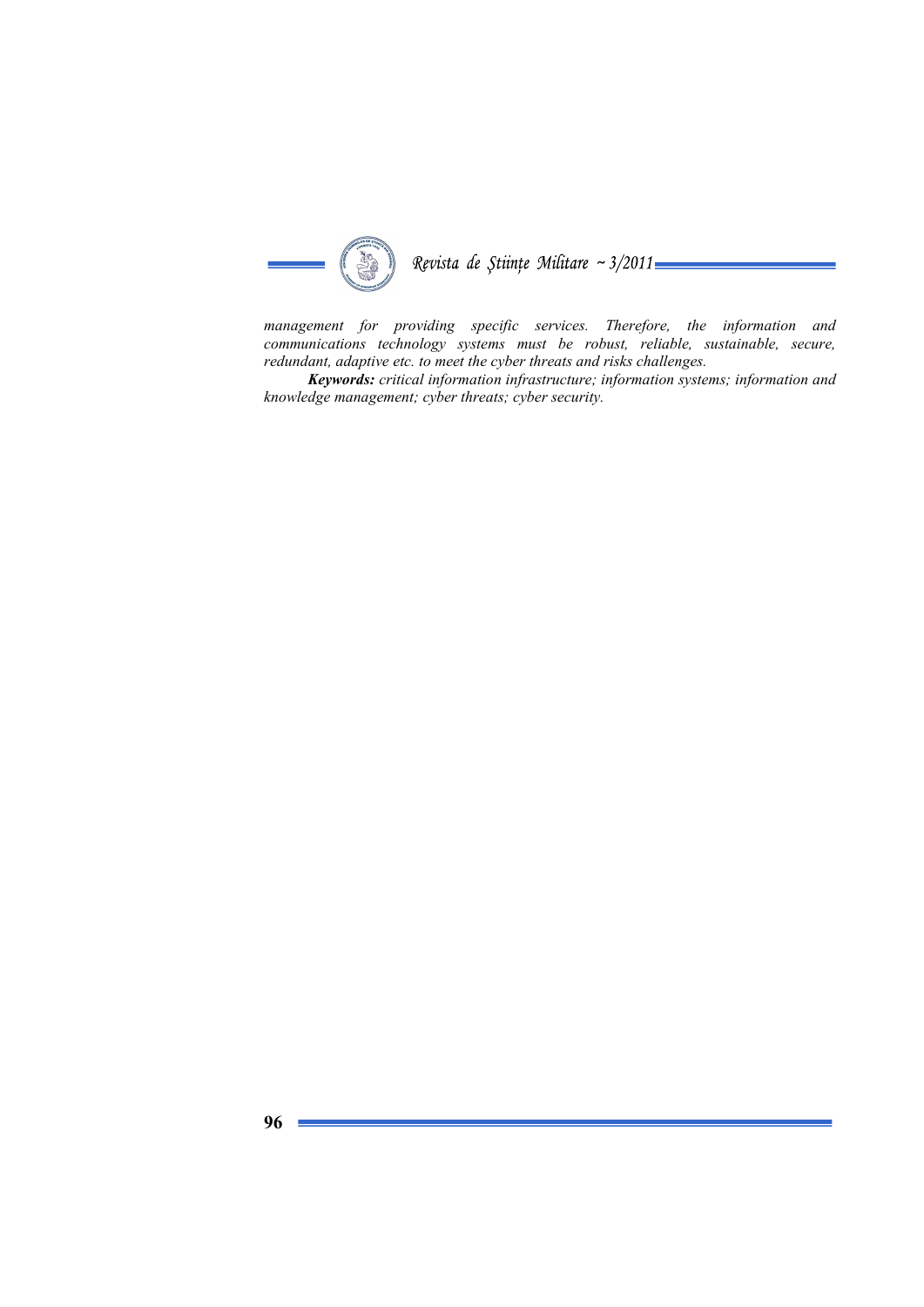*management for providing specific services. Therefore, the information and communications technology systems must be robust, reliable, sustainable, secure, redundant, adaptive etc. to meet the cyber threats and risks challenges.*

***Keywords:*** *critical information infrastructure; information systems; information and knowledge management; cyber threats; cyber security.*